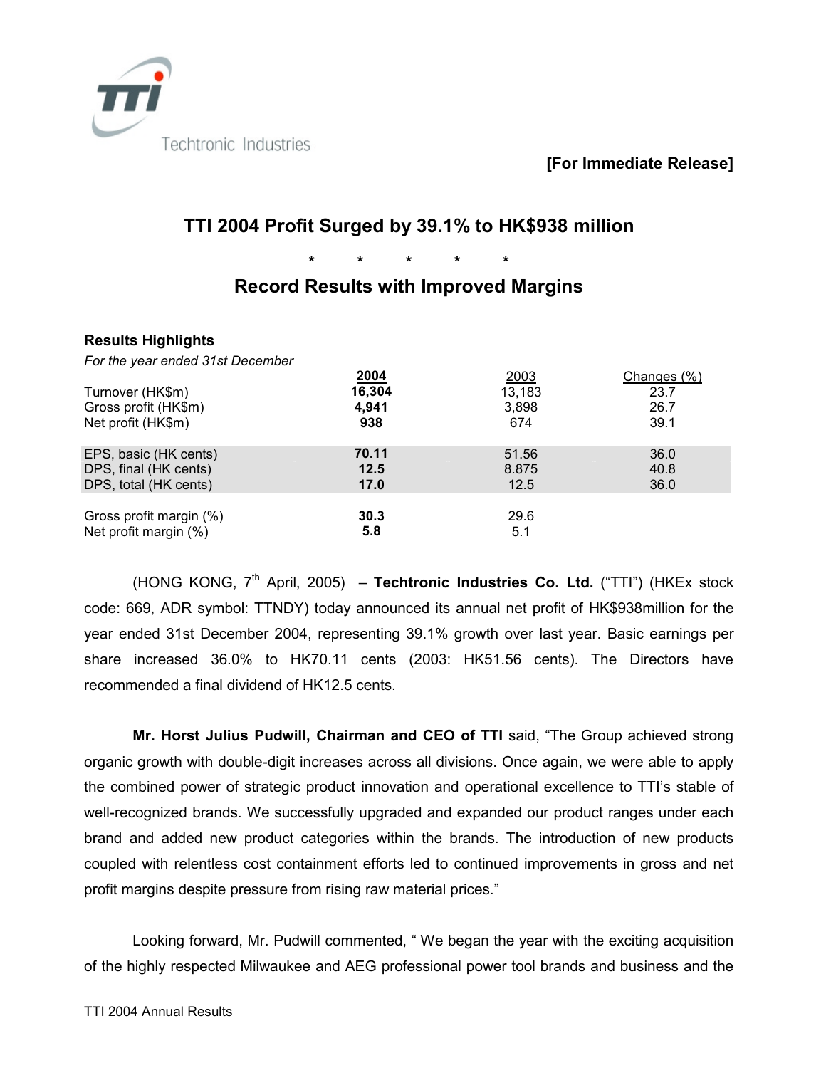Techtronic Industries

**[For Immediate Release]**

# TTI 2004 Profit Surged by 39.1% to HK$938 million

\*  \*  \*  \*  \*

## Record Results with Improved Margins

### Results Highlights

*For the year ended 31st December*

| | **2004** | 2003 | Changes (%) |
|---|---|---|---|
| Turnover (HK$m) | **16,304** | 13,183 | 23.7 |
| Gross profit (HK$m) | **4,941** | 3,898 | 26.7 |
| Net profit (HK$m) | **938** | 674 | 39.1 |
| EPS, basic (HK cents) | **70.11** | 51.56 | 36.0 |
| DPS, final (HK cents) | **12.5** | 8.875 | 40.8 |
| DPS, total (HK cents) | **17.0** | 12.5 | 36.0 |
| Gross profit margin (%) | **30.3** | 29.6 | |
| Net profit margin (%) | **5.8** | 5.1 | |

(HONG KONG, 7th April, 2005) – **Techtronic Industries Co. Ltd.** ("TTI") (HKEx stock code: 669, ADR symbol: TTNDY) today announced its annual net profit of HK$938million for the year ended 31st December 2004, representing 39.1% growth over last year. Basic earnings per share increased 36.0% to HK70.11 cents (2003: HK51.56 cents). The Directors have recommended a final dividend of HK12.5 cents.

**Mr. Horst Julius Pudwill, Chairman and CEO of TTI** said, "The Group achieved strong organic growth with double-digit increases across all divisions. Once again, we were able to apply the combined power of strategic product innovation and operational excellence to TTI's stable of well-recognized brands. We successfully upgraded and expanded our product ranges under each brand and added new product categories within the brands. The introduction of new products coupled with relentless cost containment efforts led to continued improvements in gross and net profit margins despite pressure from rising raw material prices."

Looking forward, Mr. Pudwill commented, " We began the year with the exciting acquisition of the highly respected Milwaukee and AEG professional power tool brands and business and the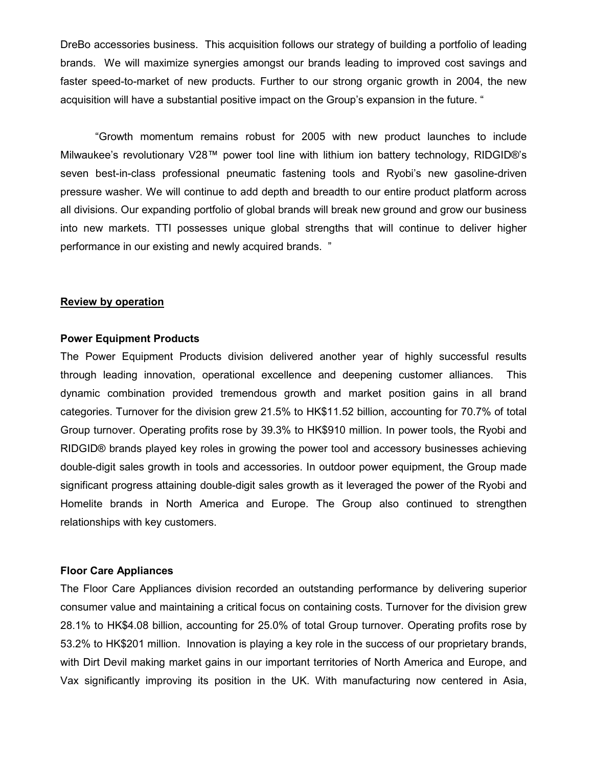DreBo accessories business. This acquisition follows our strategy of building a portfolio of leading brands. We will maximize synergies amongst our brands leading to improved cost savings and faster speed-to-market of new products. Further to our strong organic growth in 2004, the new acquisition will have a substantial positive impact on the Group's expansion in the future. "

"Growth momentum remains robust for 2005 with new product launches to include Milwaukee's revolutionary V28™ power tool line with lithium ion battery technology, RIDGID®'s seven best-in-class professional pneumatic fastening tools and Ryobi's new gasoline-driven pressure washer. We will continue to add depth and breadth to our entire product platform across all divisions. Our expanding portfolio of global brands will break new ground and grow our business into new markets. TTI possesses unique global strengths that will continue to deliver higher performance in our existing and newly acquired brands. "

## Review by operation

### Power Equipment Products

The Power Equipment Products division delivered another year of highly successful results through leading innovation, operational excellence and deepening customer alliances. This dynamic combination provided tremendous growth and market position gains in all brand categories. Turnover for the division grew 21.5% to HK$11.52 billion, accounting for 70.7% of total Group turnover. Operating profits rose by 39.3% to HK$910 million. In power tools, the Ryobi and RIDGID® brands played key roles in growing the power tool and accessory businesses achieving double-digit sales growth in tools and accessories. In outdoor power equipment, the Group made significant progress attaining double-digit sales growth as it leveraged the power of the Ryobi and Homelite brands in North America and Europe. The Group also continued to strengthen relationships with key customers.

### Floor Care Appliances

The Floor Care Appliances division recorded an outstanding performance by delivering superior consumer value and maintaining a critical focus on containing costs. Turnover for the division grew 28.1% to HK$4.08 billion, accounting for 25.0% of total Group turnover. Operating profits rose by 53.2% to HK$201 million. Innovation is playing a key role in the success of our proprietary brands, with Dirt Devil making market gains in our important territories of North America and Europe, and Vax significantly improving its position in the UK. With manufacturing now centered in Asia,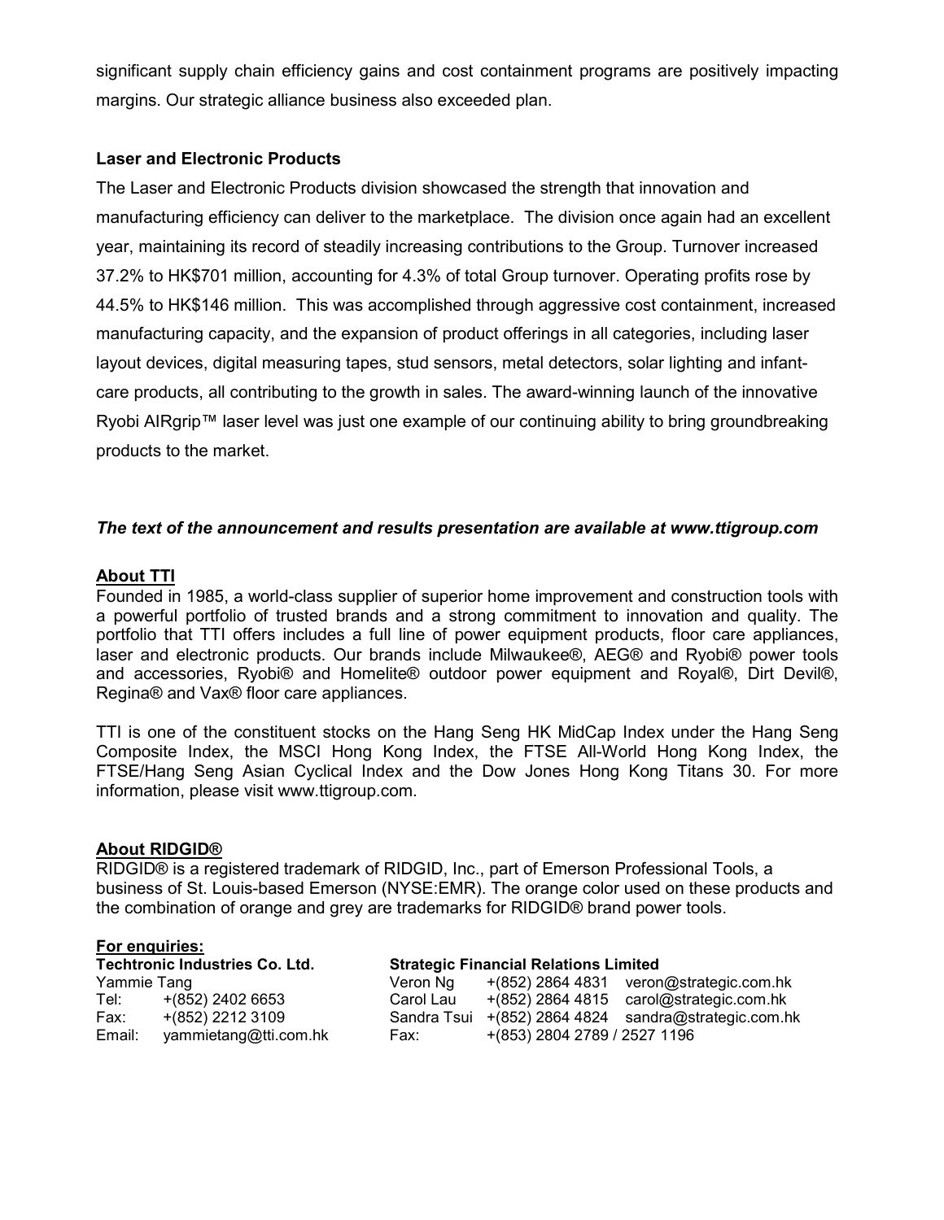significant supply chain efficiency gains and cost containment programs are positively impacting margins. Our strategic alliance business also exceeded plan.

**Laser and Electronic Products**

The Laser and Electronic Products division showcased the strength that innovation and manufacturing efficiency can deliver to the marketplace. The division once again had an excellent year, maintaining its record of steadily increasing contributions to the Group. Turnover increased 37.2% to HK$701 million, accounting for 4.3% of total Group turnover. Operating profits rose by 44.5% to HK$146 million. This was accomplished through aggressive cost containment, increased manufacturing capacity, and the expansion of product offerings in all categories, including laser layout devices, digital measuring tapes, stud sensors, metal detectors, solar lighting and infant-care products, all contributing to the growth in sales. The award-winning launch of the innovative Ryobi AIRgrip™ laser level was just one example of our continuing ability to bring groundbreaking products to the market.

***The text of the announcement and results presentation are available at www.ttigroup.com***

**About TTI**

Founded in 1985, a world-class supplier of superior home improvement and construction tools with a powerful portfolio of trusted brands and a strong commitment to innovation and quality. The portfolio that TTI offers includes a full line of power equipment products, floor care appliances, laser and electronic products. Our brands include Milwaukee®, AEG® and Ryobi® power tools and accessories, Ryobi® and Homelite® outdoor power equipment and Royal®, Dirt Devil®, Regina® and Vax® floor care appliances.

TTI is one of the constituent stocks on the Hang Seng HK MidCap Index under the Hang Seng Composite Index, the MSCI Hong Kong Index, the FTSE All-World Hong Kong Index, the FTSE/Hang Seng Asian Cyclical Index and the Dow Jones Hong Kong Titans 30. For more information, please visit www.ttigroup.com.

**About RIDGID®**

RIDGID® is a registered trademark of RIDGID, Inc., part of Emerson Professional Tools, a business of St. Louis-based Emerson (NYSE:EMR). The orange color used on these products and the combination of orange and grey are trademarks for RIDGID® brand power tools.

**For enquiries:**

**Techtronic Industries Co. Ltd.**
Yammie Tang
Tel: +(852) 2402 6653
Fax: +(852) 2212 3109
Email: yammietang@tti.com.hk

**Strategic Financial Relations Limited**
Veron Ng +(852) 2864 4831 veron@strategic.com.hk
Carol Lau +(852) 2864 4815 carol@strategic.com.hk
Sandra Tsui +(852) 2864 4824 sandra@strategic.com.hk
Fax: +(853) 2804 2789 / 2527 1196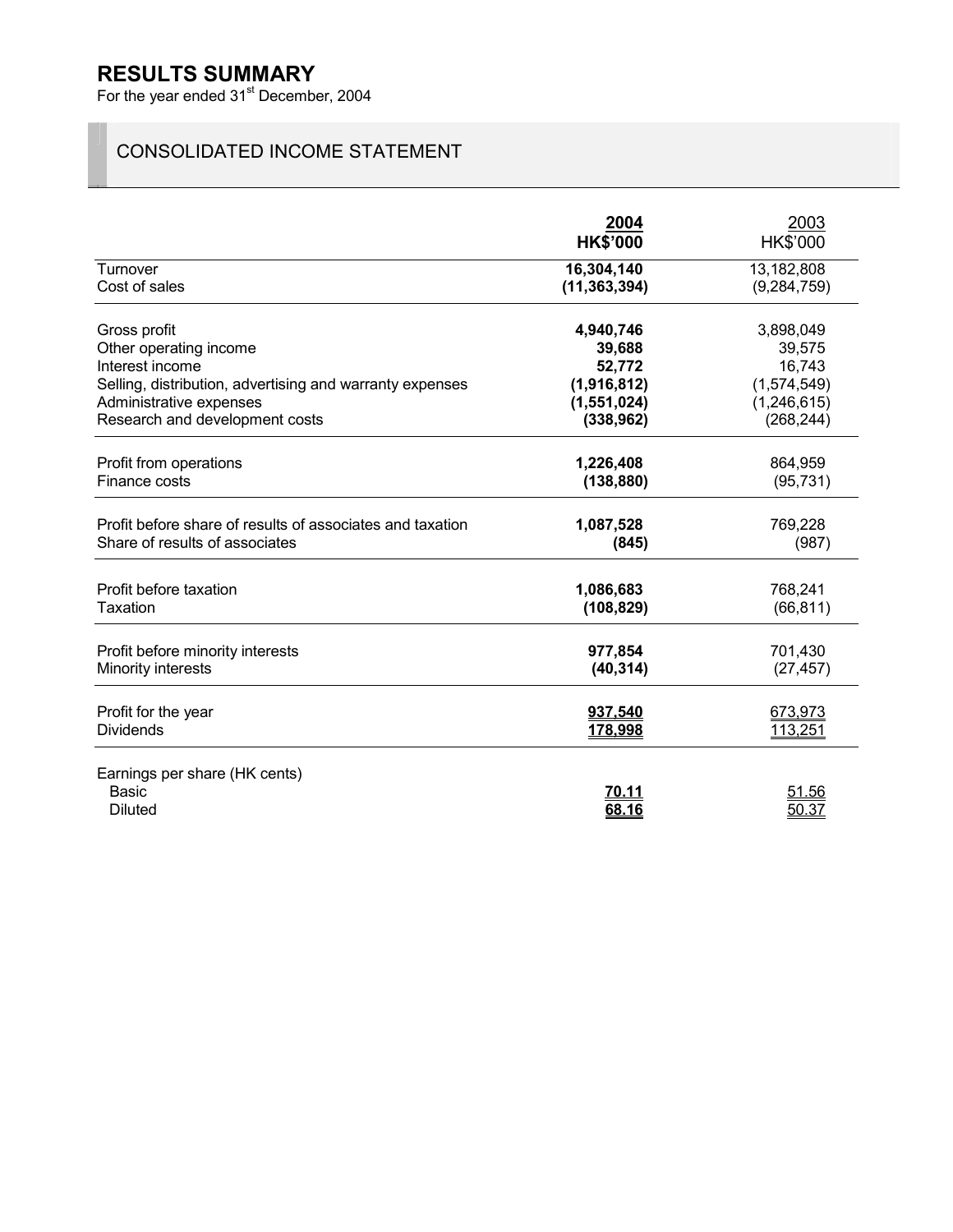# RESULTS SUMMARY

For the year ended 31st December, 2004

## CONSOLIDATED INCOME STATEMENT

| | **2004** | 2003 |
|---|---|---|
| | **HK$'000** | HK$'000 |
| Turnover | **16,304,140** | 13,182,808 |
| Cost of sales | **(11,363,394)** | (9,284,759) |
| Gross profit | **4,940,746** | 3,898,049 |
| Other operating income | **39,688** | 39,575 |
| Interest income | **52,772** | 16,743 |
| Selling, distribution, advertising and warranty expenses | **(1,916,812)** | (1,574,549) |
| Administrative expenses | **(1,551,024)** | (1,246,615) |
| Research and development costs | **(338,962)** | (268,244) |
| Profit from operations | **1,226,408** | 864,959 |
| Finance costs | **(138,880)** | (95,731) |
| Profit before share of results of associates and taxation | **1,087,528** | 769,228 |
| Share of results of associates | **(845)** | (987) |
| Profit before taxation | **1,086,683** | 768,241 |
| Taxation | **(108,829)** | (66,811) |
| Profit before minority interests | **977,854** | 701,430 |
| Minority interests | **(40,314)** | (27,457) |
| Profit for the year | **937,540** | 673,973 |
| Dividends | **178,998** | 113,251 |
| Earnings per share (HK cents) | | |
| Basic | **70.11** | 51.56 |
| Diluted | **68.16** | 50.37 |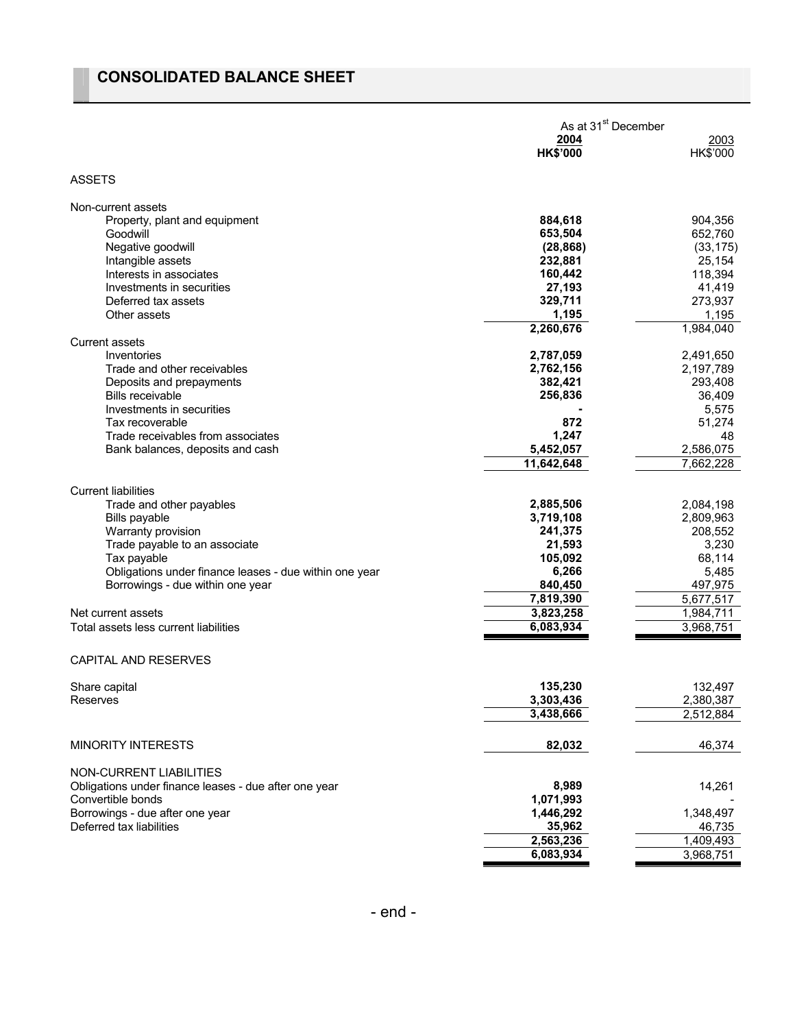# CONSOLIDATED BALANCE SHEET

| | As at 31st December 2004 HK$'000 | 2003 HK$'000 |
|---|---|---|
| **ASSETS** | | |
| Non-current assets | | |
| Property, plant and equipment | **884,618** | 904,356 |
| Goodwill | **653,504** | 652,760 |
| Negative goodwill | **(28,868)** | (33,175) |
| Intangible assets | **232,881** | 25,154 |
| Interests in associates | **160,442** | 118,394 |
| Investments in securities | **27,193** | 41,419 |
| Deferred tax assets | **329,711** | 273,937 |
| Other assets | **1,195** | 1,195 |
| | **2,260,676** | 1,984,040 |
| Current assets | | |
| Inventories | **2,787,059** | 2,491,650 |
| Trade and other receivables | **2,762,156** | 2,197,789 |
| Deposits and prepayments | **382,421** | 293,408 |
| Bills receivable | **256,836** | 36,409 |
| Investments in securities | **-** | 5,575 |
| Tax recoverable | **872** | 51,274 |
| Trade receivables from associates | **1,247** | 48 |
| Bank balances, deposits and cash | **5,452,057** | 2,586,075 |
| | **11,642,648** | 7,662,228 |
| Current liabilities | | |
| Trade and other payables | **2,885,506** | 2,084,198 |
| Bills payable | **3,719,108** | 2,809,963 |
| Warranty provision | **241,375** | 208,552 |
| Trade payable to an associate | **21,593** | 3,230 |
| Tax payable | **105,092** | 68,114 |
| Obligations under finance leases - due within one year | **6,266** | 5,485 |
| Borrowings - due within one year | **840,450** | 497,975 |
| | **7,819,390** | 5,677,517 |
| Net current assets | **3,823,258** | 1,984,711 |
| Total assets less current liabilities | **6,083,934** | 3,968,751 |
| **CAPITAL AND RESERVES** | | |
| Share capital | **135,230** | 132,497 |
| Reserves | **3,303,436** | 2,380,387 |
| | **3,438,666** | 2,512,884 |
| **MINORITY INTERESTS** | **82,032** | 46,374 |
| **NON-CURRENT LIABILITIES** | | |
| Obligations under finance leases - due after one year | **8,989** | 14,261 |
| Convertible bonds | **1,071,993** | - |
| Borrowings - due after one year | **1,446,292** | 1,348,497 |
| Deferred tax liabilities | **35,962** | 46,735 |
| | **2,563,236** | 1,409,493 |
| | **6,083,934** | 3,968,751 |

- end -